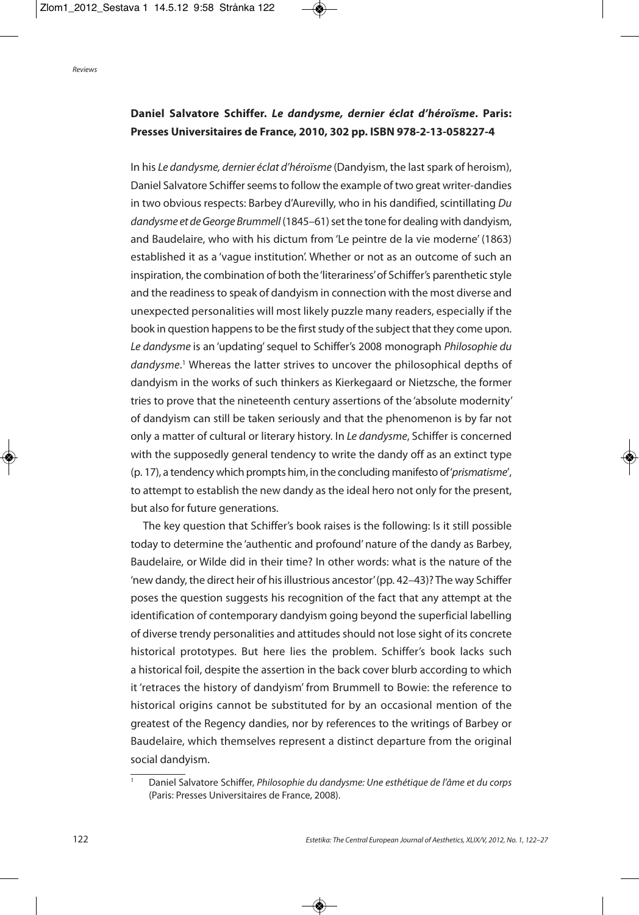**Daniel Salvatore Schiffer. *Le dandysme, dernier éclat d'héroïsme*. Paris: Presses Universitaires de France, 2010, 302 pp. ISBN 978-2-13-058227-4**

In his *Le dandysme, dernier éclat d'héroïsme* (Dandyism, the last spark of heroism), Daniel Salvatore Schiffer seems to follow the example of two great writer-dandies in two obvious respects: Barbey d'Aurevilly, who in his dandified, scintillating *Du dandysme et de George Brummell* (1845–61) set the tone for dealing with dandyism, and Baudelaire, who with his dictum from 'Le peintre de la vie moderne' (1863) established it as a 'vague institution'. Whether or not as an outcome of such an inspiration, the combination of both the 'literariness' of Schiffer's parenthetic style and the readiness to speak of dandyism in connection with the most diverse and unexpected personalities will most likely puzzle many readers, especially if the book in question happens to be the first study of the subject that they come upon. *Le dandysme* is an 'updating' sequel to Schiffer's 2008 monograph *Philosophie du dandysme*.[1] Whereas the latter strives to uncover the philosophical depths of dandyism in the works of such thinkers as Kierkegaard or Nietzsche, the former tries to prove that the nineteenth century assertions of the 'absolute modernity' of dandyism can still be taken seriously and that the phenomenon is by far not only a matter of cultural or literary history. In *Le dandysme*, Schiffer is concerned with the supposedly general tendency to write the dandy off as an extinct type (p. 17), a tendency which prompts him, in the concluding manifesto of '*prismatisme*', to attempt to establish the new dandy as the ideal hero not only for the present, but also for future generations.

The key question that Schiffer's book raises is the following: Is it still possible today to determine the 'authentic and profound' nature of the dandy as Barbey, Baudelaire, or Wilde did in their time? In other words: what is the nature of the 'new dandy, the direct heir of his illustrious ancestor' (pp. 42–43)? The way Schiffer poses the question suggests his recognition of the fact that any attempt at the identification of contemporary dandyism going beyond the superficial labelling of diverse trendy personalities and attitudes should not lose sight of its concrete historical prototypes. But here lies the problem. Schiffer's book lacks such a historical foil, despite the assertion in the back cover blurb according to which it 'retraces the history of dandyism' from Brummell to Bowie: the reference to historical origins cannot be substituted for by an occasional mention of the greatest of the Regency dandies, nor by references to the writings of Barbey or Baudelaire, which themselves represent a distinct departure from the original social dandyism.

[1] Daniel Salvatore Schiffer, *Philosophie du dandysme: Une esthétique de l'âme et du corps* (Paris: Presses Universitaires de France, 2008).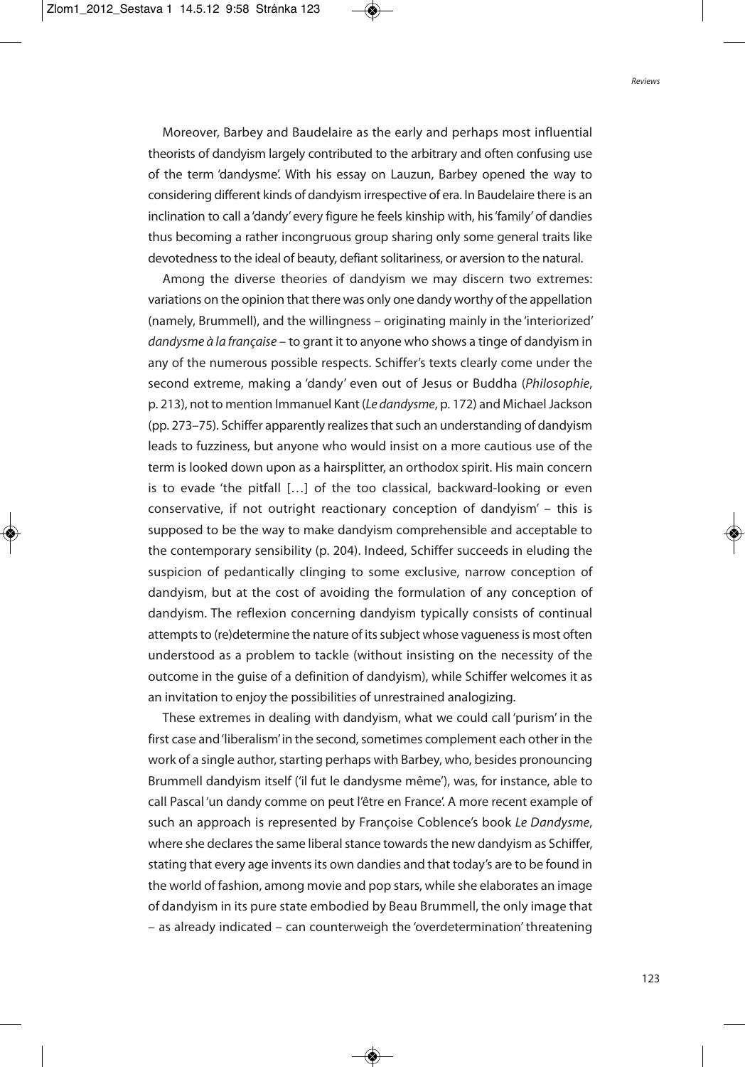Moreover, Barbey and Baudelaire as the early and perhaps most influential theorists of dandyism largely contributed to the arbitrary and often confusing use of the term 'dandysme'. With his essay on Lauzun, Barbey opened the way to considering different kinds of dandyism irrespective of era. In Baudelaire there is an inclination to call a 'dandy' every figure he feels kinship with, his 'family' of dandies thus becoming a rather incongruous group sharing only some general traits like devotedness to the ideal of beauty, defiant solitariness, or aversion to the natural.

Among the diverse theories of dandyism we may discern two extremes: variations on the opinion that there was only one dandy worthy of the appellation (namely, Brummell), and the willingness – originating mainly in the 'interiorized' *dandysme à la française* – to grant it to anyone who shows a tinge of dandyism in any of the numerous possible respects. Schiffer's texts clearly come under the second extreme, making a 'dandy' even out of Jesus or Buddha (*Philosophie*, p. 213), not to mention Immanuel Kant (*Le dandysme*, p. 172) and Michael Jackson (pp. 273–75). Schiffer apparently realizes that such an understanding of dandyism leads to fuzziness, but anyone who would insist on a more cautious use of the term is looked down upon as a hairsplitter, an orthodox spirit. His main concern is to evade 'the pitfall […] of the too classical, backward-looking or even conservative, if not outright reactionary conception of dandyism' – this is supposed to be the way to make dandyism comprehensible and acceptable to the contemporary sensibility (p. 204). Indeed, Schiffer succeeds in eluding the suspicion of pedantically clinging to some exclusive, narrow conception of dandyism, but at the cost of avoiding the formulation of any conception of dandyism. The reflexion concerning dandyism typically consists of continual attempts to (re)determine the nature of its subject whose vagueness is most often understood as a problem to tackle (without insisting on the necessity of the outcome in the guise of a definition of dandyism), while Schiffer welcomes it as an invitation to enjoy the possibilities of unrestrained analogizing.

These extremes in dealing with dandyism, what we could call 'purism' in the first case and 'liberalism' in the second, sometimes complement each other in the work of a single author, starting perhaps with Barbey, who, besides pronouncing Brummell dandyism itself ('il fut le dandysme même'), was, for instance, able to call Pascal 'un dandy comme on peut l'être en France'. A more recent example of such an approach is represented by Françoise Coblence's book *Le Dandysme*, where she declares the same liberal stance towards the new dandyism as Schiffer, stating that every age invents its own dandies and that today's are to be found in the world of fashion, among movie and pop stars, while she elaborates an image of dandyism in its pure state embodied by Beau Brummell, the only image that – as already indicated – can counterweigh the 'overdetermination' threatening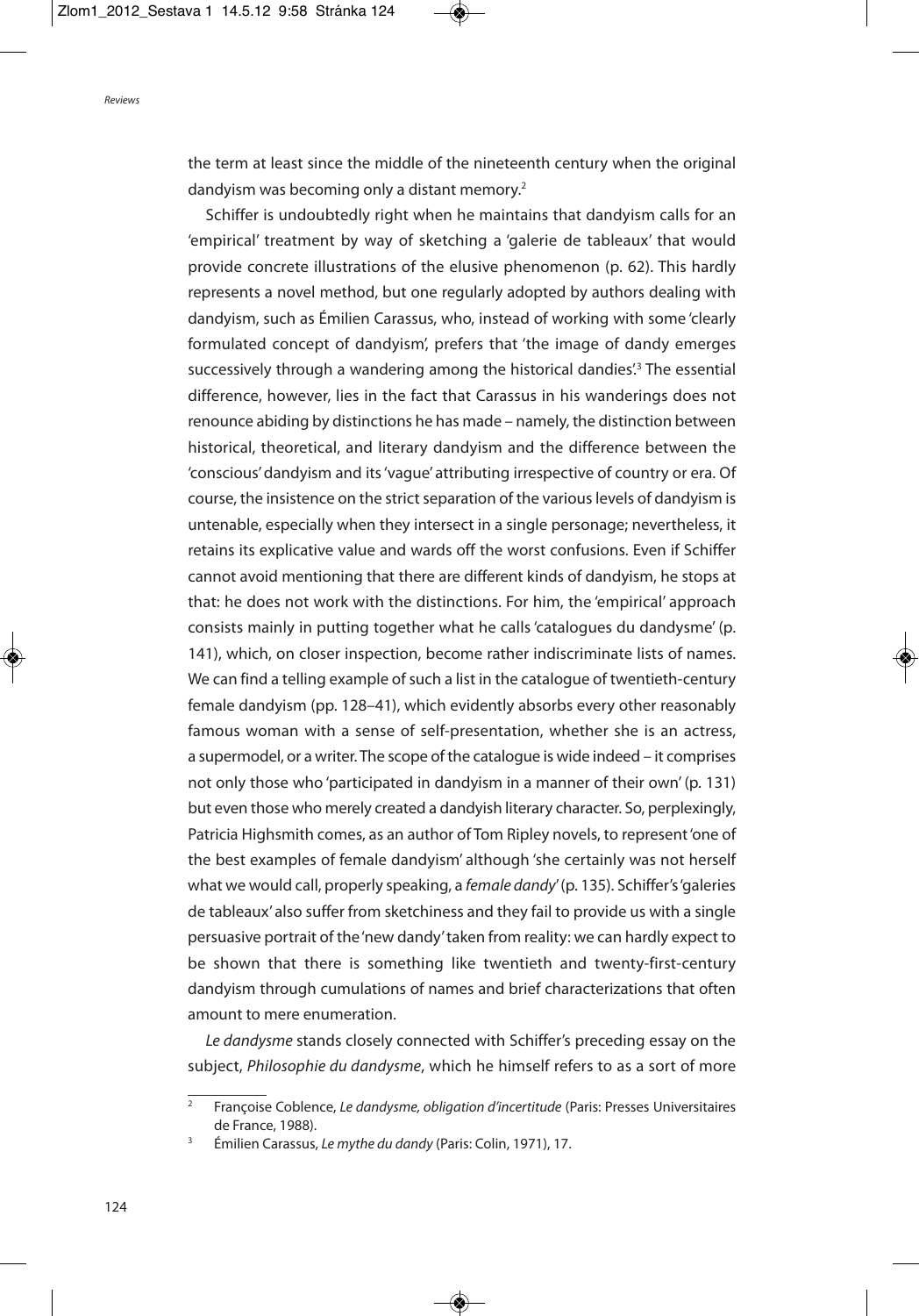the term at least since the middle of the nineteenth century when the original dandyism was becoming only a distant memory.[2]

Schiffer is undoubtedly right when he maintains that dandyism calls for an 'empirical' treatment by way of sketching a 'galerie de tableaux' that would provide concrete illustrations of the elusive phenomenon (p. 62). This hardly represents a novel method, but one regularly adopted by authors dealing with dandyism, such as Émilien Carassus, who, instead of working with some 'clearly formulated concept of dandyism', prefers that 'the image of dandy emerges successively through a wandering among the historical dandies'.[3] The essential difference, however, lies in the fact that Carassus in his wanderings does not renounce abiding by distinctions he has made – namely, the distinction between historical, theoretical, and literary dandyism and the difference between the 'conscious' dandyism and its 'vague' attributing irrespective of country or era. Of course, the insistence on the strict separation of the various levels of dandyism is untenable, especially when they intersect in a single personage; nevertheless, it retains its explicative value and wards off the worst confusions. Even if Schiffer cannot avoid mentioning that there are different kinds of dandyism, he stops at that: he does not work with the distinctions. For him, the 'empirical' approach consists mainly in putting together what he calls 'catalogues du dandysme' (p. 141), which, on closer inspection, become rather indiscriminate lists of names. We can find a telling example of such a list in the catalogue of twentieth-century female dandyism (pp. 128–41), which evidently absorbs every other reasonably famous woman with a sense of self-presentation, whether she is an actress, a supermodel, or a writer. The scope of the catalogue is wide indeed – it comprises not only those who 'participated in dandyism in a manner of their own' (p. 131) but even those who merely created a dandyish literary character. So, perplexingly, Patricia Highsmith comes, as an author of Tom Ripley novels, to represent 'one of the best examples of female dandyism' although 'she certainly was not herself what we would call, properly speaking, a *female dandy*' (p. 135). Schiffer's 'galeries de tableaux' also suffer from sketchiness and they fail to provide us with a single persuasive portrait of the 'new dandy' taken from reality: we can hardly expect to be shown that there is something like twentieth and twenty-first-century dandyism through cumulations of names and brief characterizations that often amount to mere enumeration.

*Le dandysme* stands closely connected with Schiffer's preceding essay on the subject, *Philosophie du dandysme*, which he himself refers to as a sort of more

---

[2] Françoise Coblence, *Le dandysme, obligation d'incertitude* (Paris: Presses Universitaires de France, 1988).

[3] Émilien Carassus, *Le mythe du dandy* (Paris: Colin, 1971), 17.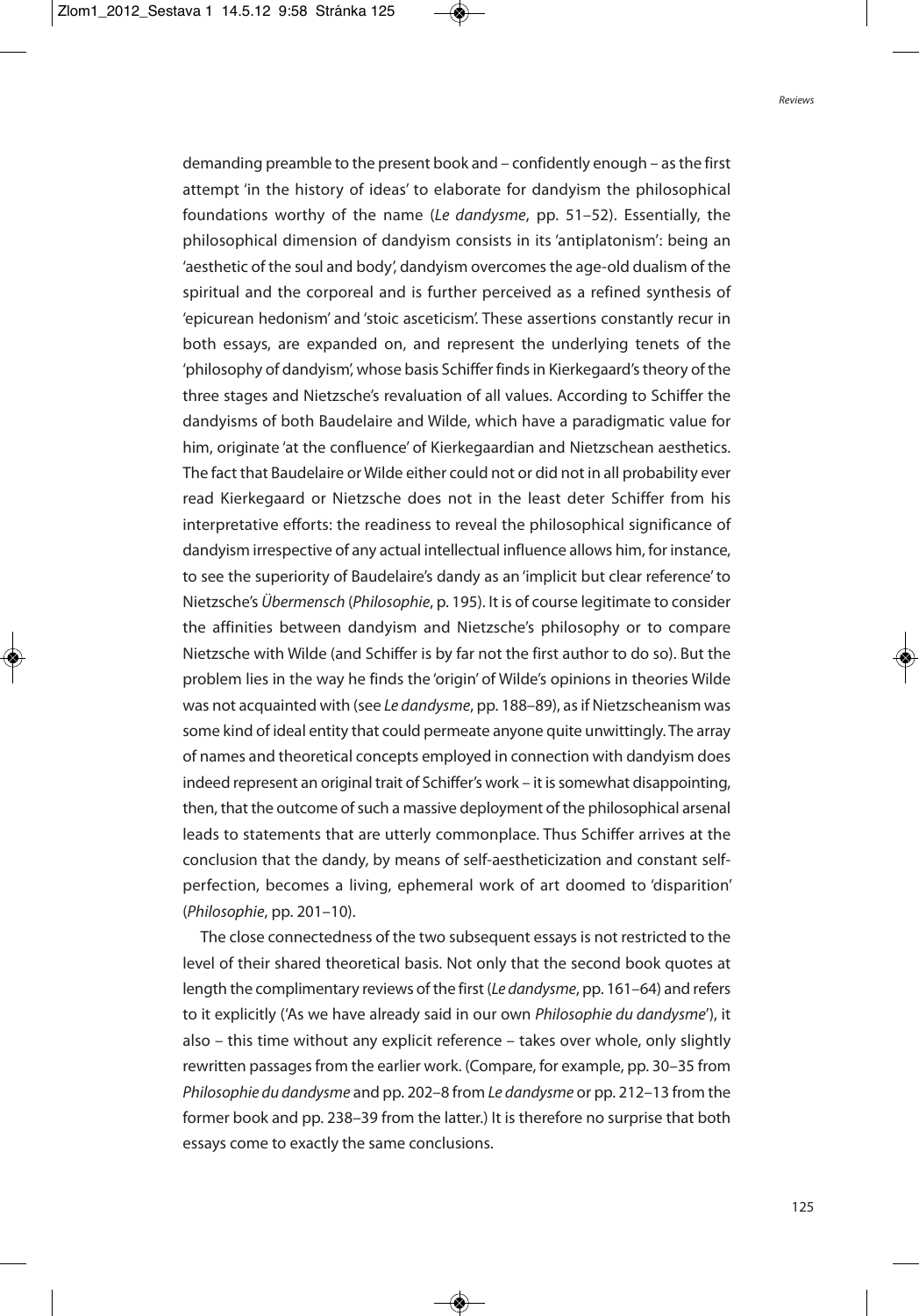demanding preamble to the present book and – confidently enough – as the first attempt 'in the history of ideas' to elaborate for dandyism the philosophical foundations worthy of the name (*Le dandysme*, pp. 51–52). Essentially, the philosophical dimension of dandyism consists in its 'antiplatonism': being an 'aesthetic of the soul and body', dandyism overcomes the age-old dualism of the spiritual and the corporeal and is further perceived as a refined synthesis of 'epicurean hedonism' and 'stoic asceticism'. These assertions constantly recur in both essays, are expanded on, and represent the underlying tenets of the 'philosophy of dandyism', whose basis Schiffer finds in Kierkegaard's theory of the three stages and Nietzsche's revaluation of all values. According to Schiffer the dandyisms of both Baudelaire and Wilde, which have a paradigmatic value for him, originate 'at the confluence' of Kierkegaardian and Nietzschean aesthetics. The fact that Baudelaire or Wilde either could not or did not in all probability ever read Kierkegaard or Nietzsche does not in the least deter Schiffer from his interpretative efforts: the readiness to reveal the philosophical significance of dandyism irrespective of any actual intellectual influence allows him, for instance, to see the superiority of Baudelaire's dandy as an 'implicit but clear reference' to Nietzsche's *Übermensch* (*Philosophie*, p. 195). It is of course legitimate to consider the affinities between dandyism and Nietzsche's philosophy or to compare Nietzsche with Wilde (and Schiffer is by far not the first author to do so). But the problem lies in the way he finds the 'origin' of Wilde's opinions in theories Wilde was not acquainted with (see *Le dandysme*, pp. 188–89), as if Nietzscheanism was some kind of ideal entity that could permeate anyone quite unwittingly. The array of names and theoretical concepts employed in connection with dandyism does indeed represent an original trait of Schiffer's work – it is somewhat disappointing, then, that the outcome of such a massive deployment of the philosophical arsenal leads to statements that are utterly commonplace. Thus Schiffer arrives at the conclusion that the dandy, by means of self-aestheticization and constant self-perfection, becomes a living, ephemeral work of art doomed to 'disparition' (*Philosophie*, pp. 201–10).

The close connectedness of the two subsequent essays is not restricted to the level of their shared theoretical basis. Not only that the second book quotes at length the complimentary reviews of the first (*Le dandysme*, pp. 161–64) and refers to it explicitly ('As we have already said in our own *Philosophie du dandysme*'), it also – this time without any explicit reference – takes over whole, only slightly rewritten passages from the earlier work. (Compare, for example, pp. 30–35 from *Philosophie du dandysme* and pp. 202–8 from *Le dandysme* or pp. 212–13 from the former book and pp. 238–39 from the latter.) It is therefore no surprise that both essays come to exactly the same conclusions.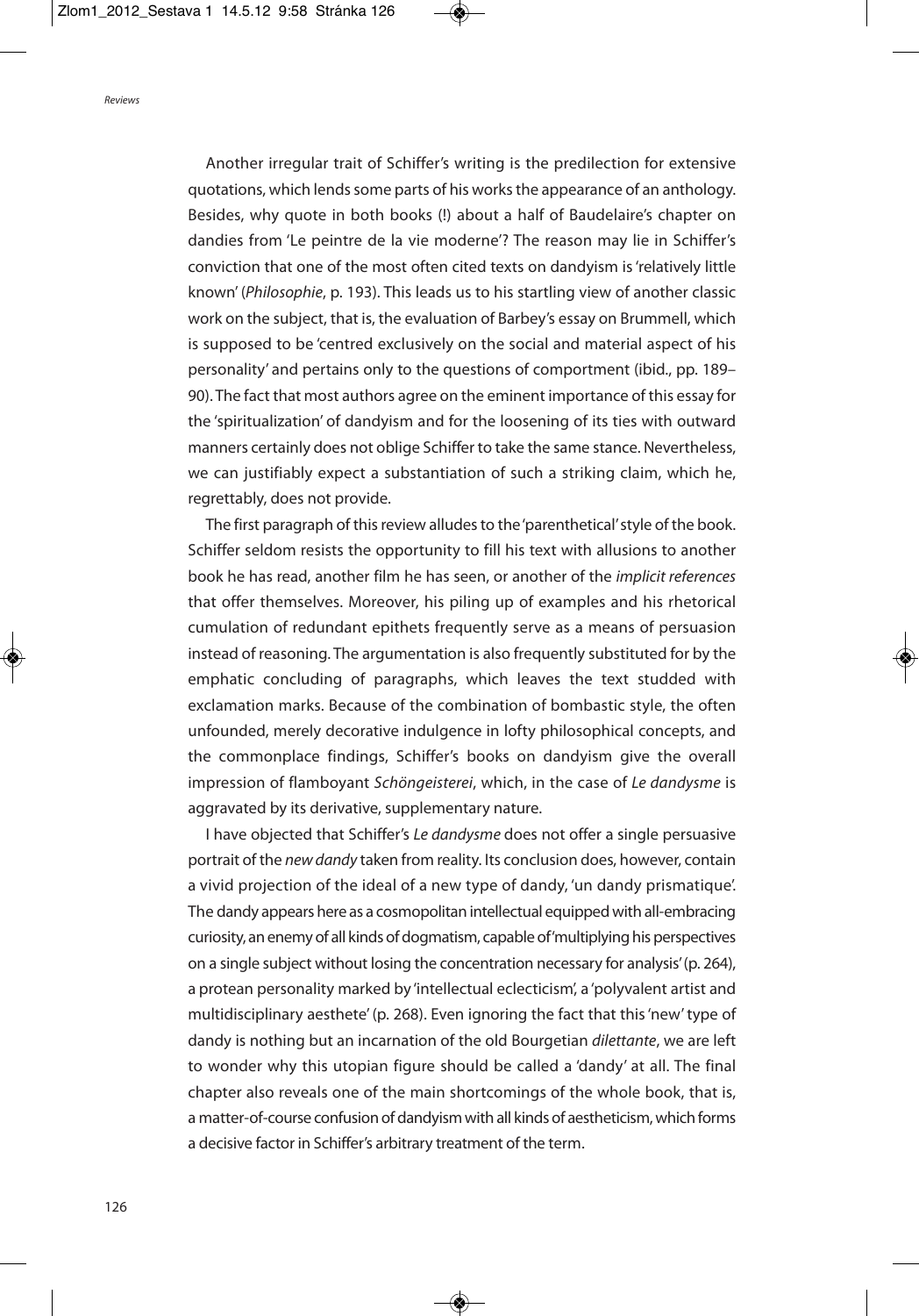Another irregular trait of Schiffer's writing is the predilection for extensive quotations, which lends some parts of his works the appearance of an anthology. Besides, why quote in both books (!) about a half of Baudelaire's chapter on dandies from 'Le peintre de la vie moderne'? The reason may lie in Schiffer's conviction that one of the most often cited texts on dandyism is 'relatively little known' (*Philosophie*, p. 193). This leads us to his startling view of another classic work on the subject, that is, the evaluation of Barbey's essay on Brummell, which is supposed to be 'centred exclusively on the social and material aspect of his personality' and pertains only to the questions of comportment (ibid., pp. 189–90). The fact that most authors agree on the eminent importance of this essay for the 'spiritualization' of dandyism and for the loosening of its ties with outward manners certainly does not oblige Schiffer to take the same stance. Nevertheless, we can justifiably expect a substantiation of such a striking claim, which he, regrettably, does not provide.

The first paragraph of this review alludes to the 'parenthetical' style of the book. Schiffer seldom resists the opportunity to fill his text with allusions to another book he has read, another film he has seen, or another of the *implicit references* that offer themselves. Moreover, his piling up of examples and his rhetorical cumulation of redundant epithets frequently serve as a means of persuasion instead of reasoning. The argumentation is also frequently substituted for by the emphatic concluding of paragraphs, which leaves the text studded with exclamation marks. Because of the combination of bombastic style, the often unfounded, merely decorative indulgence in lofty philosophical concepts, and the commonplace findings, Schiffer's books on dandyism give the overall impression of flamboyant *Schöngeisterei*, which, in the case of *Le dandysme* is aggravated by its derivative, supplementary nature.

I have objected that Schiffer's *Le dandysme* does not offer a single persuasive portrait of the *new dandy* taken from reality. Its conclusion does, however, contain a vivid projection of the ideal of a new type of dandy, 'un dandy prismatique'. The dandy appears here as a cosmopolitan intellectual equipped with all-embracing curiosity, an enemy of all kinds of dogmatism, capable of 'multiplying his perspectives on a single subject without losing the concentration necessary for analysis' (p. 264), a protean personality marked by 'intellectual eclecticism', a 'polyvalent artist and multidisciplinary aesthete' (p. 268). Even ignoring the fact that this 'new' type of dandy is nothing but an incarnation of the old Bourgetian *dilettante*, we are left to wonder why this utopian figure should be called a 'dandy' at all. The final chapter also reveals one of the main shortcomings of the whole book, that is, a matter-of-course confusion of dandyism with all kinds of aestheticism, which forms a decisive factor in Schiffer's arbitrary treatment of the term.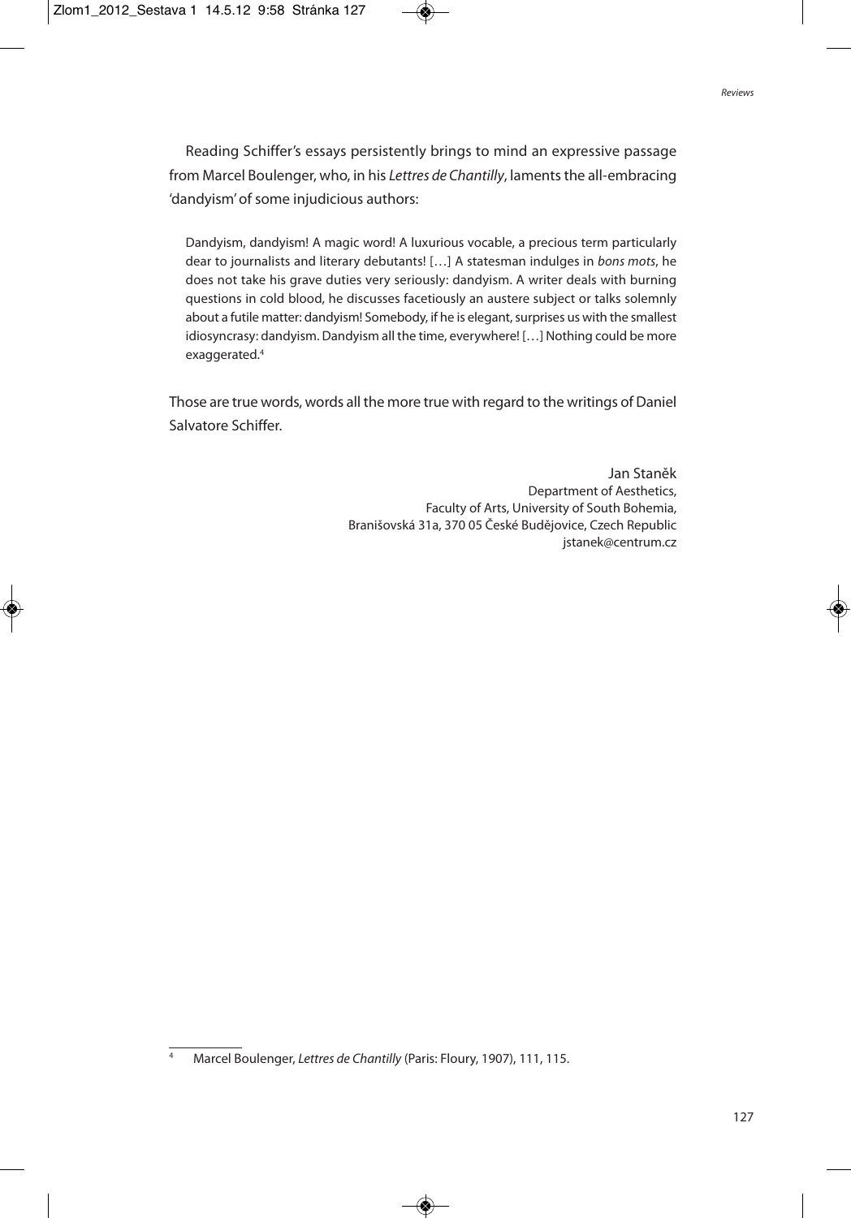Reading Schiffer's essays persistently brings to mind an expressive passage from Marcel Boulenger, who, in his *Lettres de Chantilly*, laments the all-embracing 'dandyism' of some injudicious authors:

> Dandyism, dandyism! A magic word! A luxurious vocable, a precious term particularly dear to journalists and literary debutants! […] A statesman indulges in *bons mots*, he does not take his grave duties very seriously: dandyism. A writer deals with burning questions in cold blood, he discusses facetiously an austere subject or talks solemnly about a futile matter: dandyism! Somebody, if he is elegant, surprises us with the smallest idiosyncrasy: dandyism. Dandyism all the time, everywhere! […] Nothing could be more exaggerated.[4]

Those are true words, words all the more true with regard to the writings of Daniel Salvatore Schiffer.

Jan Staněk
Department of Aesthetics,
Faculty of Arts, University of South Bohemia,
Branišovská 31a, 370 05 České Budějovice, Czech Republic
jstanek@centrum.cz

---

[4] Marcel Boulenger, *Lettres de Chantilly* (Paris: Floury, 1907), 111, 115.